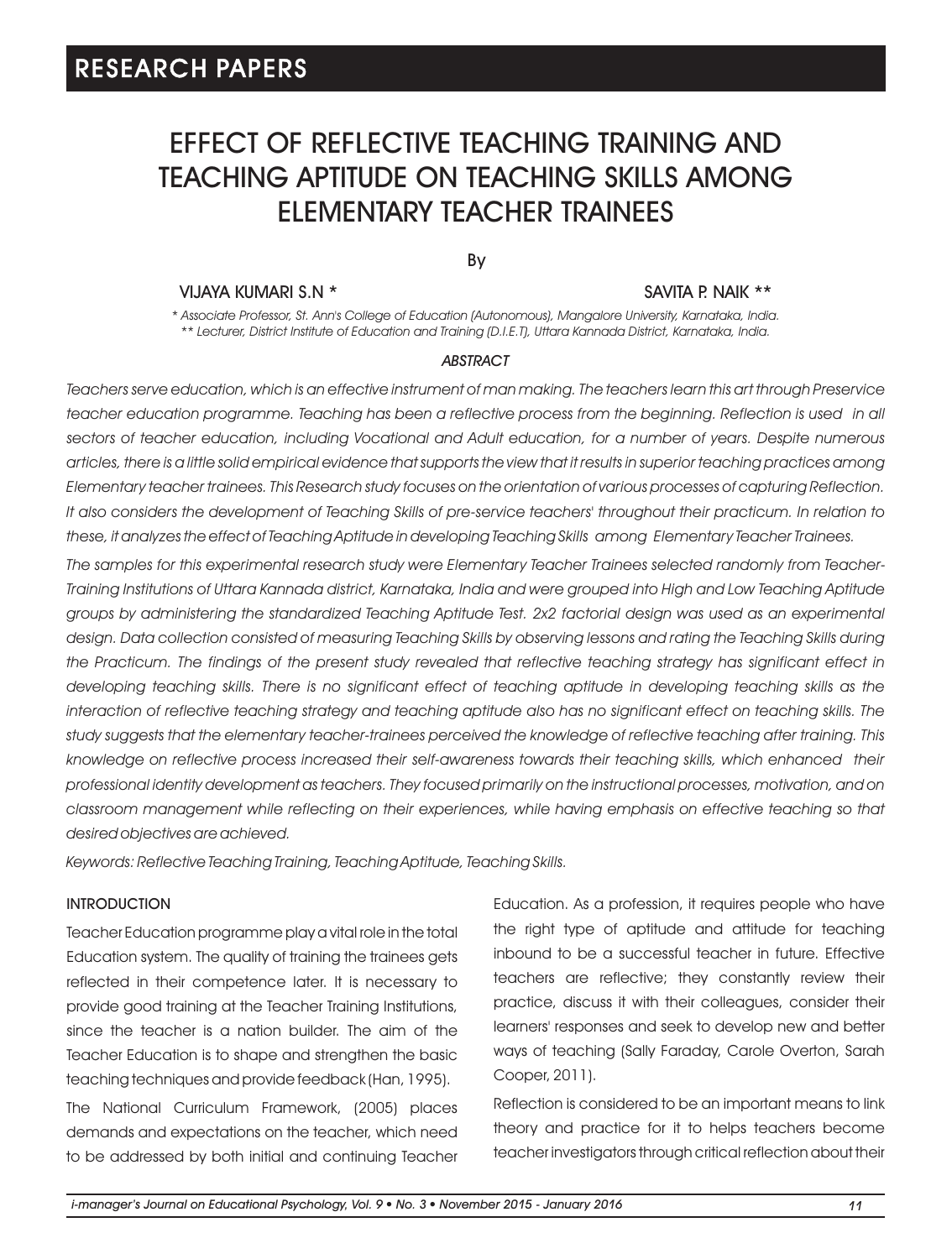RESEARCH PAPERS

# EFFECT OF REFLECTIVE TEACHING TRAINING AND TEACHING APTITUDE ON TEACHING SKILLS AMONG ELEMENTARY TEACHER TRAINEES

By

VIJAYA KUMARI S.N * SAVITA P. NAIK **

*\* Associate Professor, St. Ann's College of Education (Autonomous), Mangalore University, Karnataka, India.*
*\*\* Lecturer, District Institute of Education and Training (D.I.E.T), Uttara Kannada District, Karnataka, India.*

### *ABSTRACT*

*Teachers serve education, which is an effective instrument of man making. The teachers learn this art through Preservice teacher education programme. Teaching has been a reflective process from the beginning. Reflection is used in all sectors of teacher education, including Vocational and Adult education, for a number of years. Despite numerous articles, there is a little solid empirical evidence that supports the view that it results in superior teaching practices among Elementary teacher trainees. This Research study focuses on the orientation of various processes of capturing Reflection. It also considers the development of Teaching Skills of pre-service teachers' throughout their practicum. In relation to these, it analyzes the effect of Teaching Aptitude in developing Teaching Skills among Elementary Teacher Trainees.*

*The samples for this experimental research study were Elementary Teacher Trainees selected randomly from Teacher-Training Institutions of Uttara Kannada district, Karnataka, India and were grouped into High and Low Teaching Aptitude groups by administering the standardized Teaching Aptitude Test. 2x2 factorial design was used as an experimental design. Data collection consisted of measuring Teaching Skills by observing lessons and rating the Teaching Skills during the Practicum. The findings of the present study revealed that reflective teaching strategy has significant effect in developing teaching skills. There is no significant effect of teaching aptitude in developing teaching skills as the interaction of reflective teaching strategy and teaching aptitude also has no significant effect on teaching skills. The study suggests that the elementary teacher-trainees perceived the knowledge of reflective teaching after training. This knowledge on reflective process increased their self-awareness towards their teaching skills, which enhanced their professional identity development as teachers. They focused primarily on the instructional processes, motivation, and on classroom management while reflecting on their experiences, while having emphasis on effective teaching so that desired objectives are achieved.*

*Keywords: Reflective Teaching Training, Teaching Aptitude, Teaching Skills.*

## INTRODUCTION

Teacher Education programme play a vital role in the total Education system. The quality of training the trainees gets reflected in their competence later. It is necessary to provide good training at the Teacher Training Institutions, since the teacher is a nation builder. The aim of the Teacher Education is to shape and strengthen the basic teaching techniques and provide feedback (Han, 1995).

The National Curriculum Framework, (2005) places demands and expectations on the teacher, which need to be addressed by both initial and continuing Teacher Education. As a profession, it requires people who have the right type of aptitude and attitude for teaching inbound to be a successful teacher in future. Effective teachers are reflective; they constantly review their practice, discuss it with their colleagues, consider their learners' responses and seek to develop new and better ways of teaching (Sally Faraday, Carole Overton, Sarah Cooper, 2011).

Reflection is considered to be an important means to link theory and practice for it to helps teachers become teacher investigators through critical reflection about their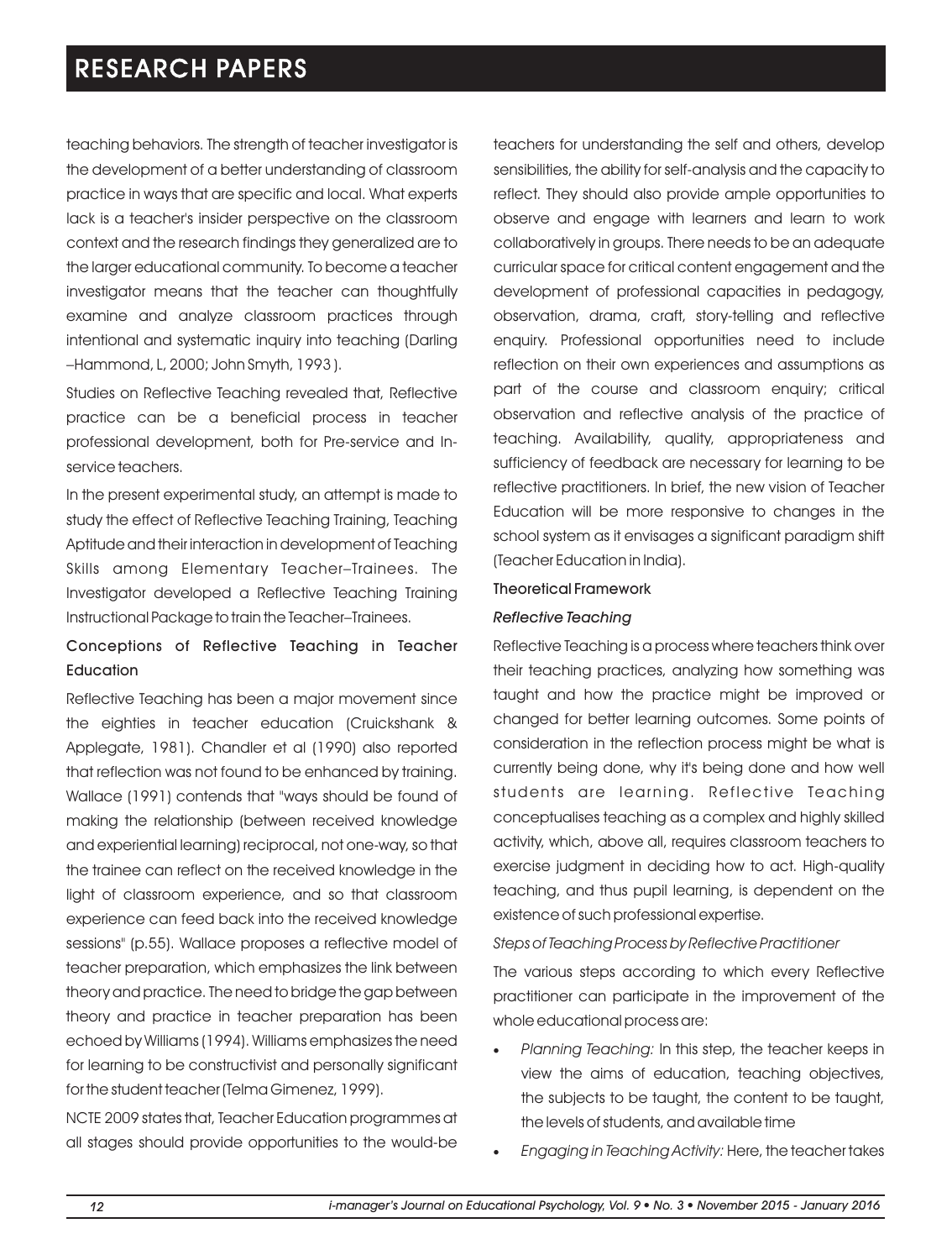teaching behaviors. The strength of teacher investigator is the development of a better understanding of classroom practice in ways that are specific and local. What experts lack is a teacher's insider perspective on the classroom context and the research findings they generalized are to the larger educational community. To become a teacher investigator means that the teacher can thoughtfully examine and analyze classroom practices through intentional and systematic inquiry into teaching (Darling –Hammond, L, 2000; John Smyth, 1993).

Studies on Reflective Teaching revealed that, Reflective practice can be a beneficial process in teacher professional development, both for Pre-service and In-service teachers.

In the present experimental study, an attempt is made to study the effect of Reflective Teaching Training, Teaching Aptitude and their interaction in development of Teaching Skills among Elementary Teacher–Trainees. The Investigator developed a Reflective Teaching Training Instructional Package to train the Teacher–Trainees.

## Conceptions of Reflective Teaching in Teacher Education

Reflective Teaching has been a major movement since the eighties in teacher education (Cruickshank & Applegate, 1981). Chandler et al (1990) also reported that reflection was not found to be enhanced by training. Wallace (1991) contends that "ways should be found of making the relationship (between received knowledge and experiential learning) reciprocal, not one-way, so that the trainee can reflect on the received knowledge in the light of classroom experience, and so that classroom experience can feed back into the received knowledge sessions" (p.55). Wallace proposes a reflective model of teacher preparation, which emphasizes the link between theory and practice. The need to bridge the gap between theory and practice in teacher preparation has been echoed by Williams (1994). Williams emphasizes the need for learning to be constructivist and personally significant for the student teacher (Telma Gimenez, 1999).

NCTE 2009 states that, Teacher Education programmes at all stages should provide opportunities to the would-be teachers for understanding the self and others, develop sensibilities, the ability for self-analysis and the capacity to reflect. They should also provide ample opportunities to observe and engage with learners and learn to work collaboratively in groups. There needs to be an adequate curricular space for critical content engagement and the development of professional capacities in pedagogy, observation, drama, craft, story-telling and reflective enquiry. Professional opportunities need to include reflection on their own experiences and assumptions as part of the course and classroom enquiry; critical observation and reflective analysis of the practice of teaching. Availability, quality, appropriateness and sufficiency of feedback are necessary for learning to be reflective practitioners. In brief, the new vision of Teacher Education will be more responsive to changes in the school system as it envisages a significant paradigm shift (Teacher Education in India).

## Theoretical Framework

### *Reflective Teaching*

Reflective Teaching is a process where teachers think over their teaching practices, analyzing how something was taught and how the practice might be improved or changed for better learning outcomes. Some points of consideration in the reflection process might be what is currently being done, why it's being done and how well students are learning. Reflective Teaching conceptualises teaching as a complex and highly skilled activity, which, above all, requires classroom teachers to exercise judgment in deciding how to act. High-quality teaching, and thus pupil learning, is dependent on the existence of such professional expertise.

*Steps of Teaching Process by Reflective Practitioner*

The various steps according to which every Reflective practitioner can participate in the improvement of the whole educational process are:

- *Planning Teaching:* In this step, the teacher keeps in view the aims of education, teaching objectives, the subjects to be taught, the content to be taught, the levels of students, and available time
- *Engaging in Teaching Activity:* Here, the teacher takes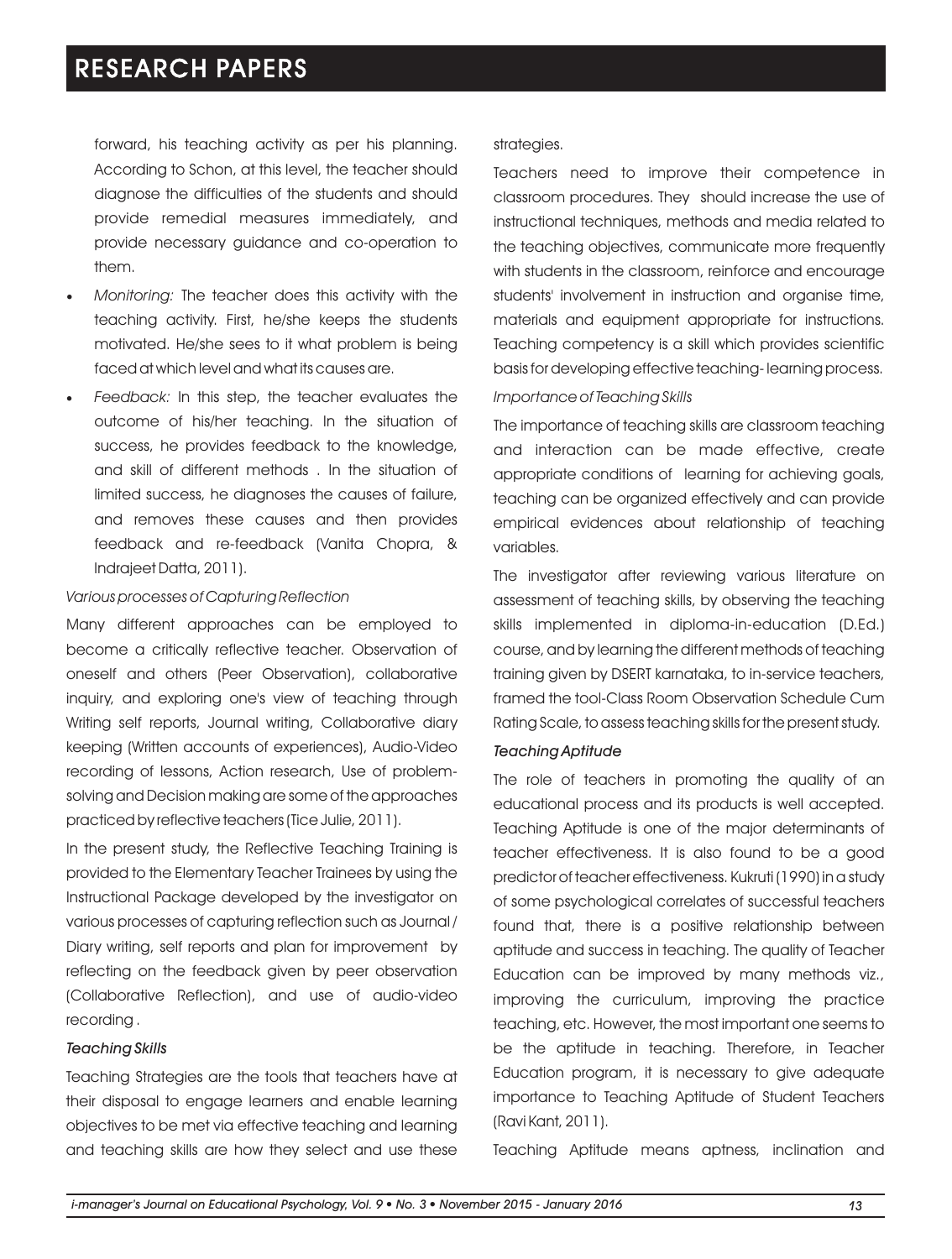forward, his teaching activity as per his planning. According to Schon, at this level, the teacher should diagnose the difficulties of the students and should provide remedial measures immediately, and provide necessary guidance and co-operation to them.

- *Monitoring:* The teacher does this activity with the teaching activity. First, he/she keeps the students motivated. He/she sees to it what problem is being faced at which level and what its causes are.
- *Feedback:* In this step, the teacher evaluates the outcome of his/her teaching. In the situation of success, he provides feedback to the knowledge, and skill of different methods . In the situation of limited success, he diagnoses the causes of failure, and removes these causes and then provides feedback and re-feedback (Vanita Chopra, & Indrajeet Datta, 2011).

*Various processes of Capturing Reflection*

Many different approaches can be employed to become a critically reflective teacher. Observation of oneself and others (Peer Observation), collaborative inquiry, and exploring one's view of teaching through Writing self reports, Journal writing, Collaborative diary keeping (Written accounts of experiences), Audio-Video recording of lessons, Action research, Use of problem-solving and Decision making are some of the approaches practiced by reflective teachers (Tice Julie, 2011).

In the present study, the Reflective Teaching Training is provided to the Elementary Teacher Trainees by using the Instructional Package developed by the investigator on various processes of capturing reflection such as Journal / Diary writing, self reports and plan for improvement by reflecting on the feedback given by peer observation (Collaborative Reflection), and use of audio-video recording .

*Teaching Skills*

Teaching Strategies are the tools that teachers have at their disposal to engage learners and enable learning objectives to be met via effective teaching and learning and teaching skills are how they select and use these strategies.

Teachers need to improve their competence in classroom procedures. They should increase the use of instructional techniques, methods and media related to the teaching objectives, communicate more frequently with students in the classroom, reinforce and encourage students' involvement in instruction and organise time, materials and equipment appropriate for instructions. Teaching competency is a skill which provides scientific basis for developing effective teaching- learning process.

*Importance of Teaching Skills*

The importance of teaching skills are classroom teaching and interaction can be made effective, create appropriate conditions of learning for achieving goals, teaching can be organized effectively and can provide empirical evidences about relationship of teaching variables.

The investigator after reviewing various literature on assessment of teaching skills, by observing the teaching skills implemented in diploma-in-education (D.Ed.) course, and by learning the different methods of teaching training given by DSERT karnataka, to in-service teachers, framed the tool-Class Room Observation Schedule Cum Rating Scale, to assess teaching skills for the present study.

*Teaching Aptitude*

The role of teachers in promoting the quality of an educational process and its products is well accepted. Teaching Aptitude is one of the major determinants of teacher effectiveness. It is also found to be a good predictor of teacher effectiveness. Kukruti (1990) in a study of some psychological correlates of successful teachers found that, there is a positive relationship between aptitude and success in teaching. The quality of Teacher Education can be improved by many methods viz., improving the curriculum, improving the practice teaching, etc. However, the most important one seems to be the aptitude in teaching. Therefore, in Teacher Education program, it is necessary to give adequate importance to Teaching Aptitude of Student Teachers (Ravi Kant, 2011).

Teaching Aptitude means aptness, inclination and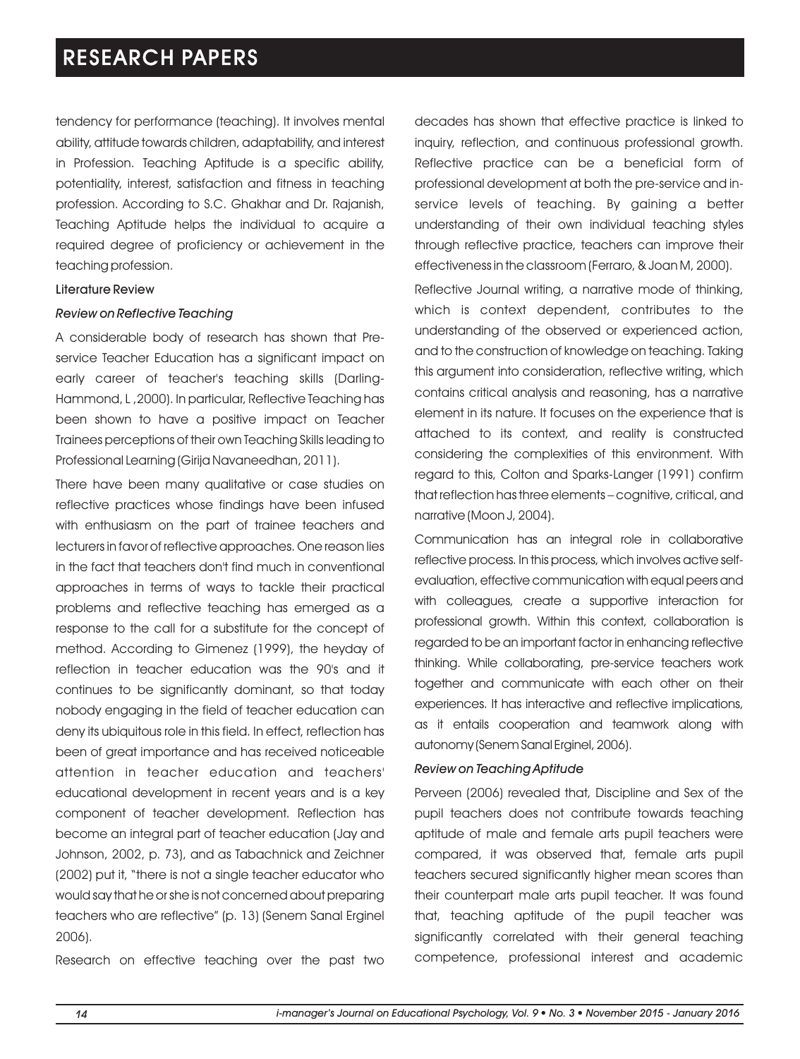tendency for performance (teaching). It involves mental ability, attitude towards children, adaptability, and interest in Profession. Teaching Aptitude is a specific ability, potentiality, interest, satisfaction and fitness in teaching profession. According to S.C. Ghakhar and Dr. Rajanish, Teaching Aptitude helps the individual to acquire a required degree of proficiency or achievement in the teaching profession.

## Literature Review

### *Review on Reflective Teaching*

A considerable body of research has shown that Pre-service Teacher Education has a significant impact on early career of teacher's teaching skills (Darling-Hammond, L ,2000). In particular, Reflective Teaching has been shown to have a positive impact on Teacher Trainees perceptions of their own Teaching Skills leading to Professional Learning (Girija Navaneedhan, 2011).

There have been many qualitative or case studies on reflective practices whose findings have been infused with enthusiasm on the part of trainee teachers and lecturers in favor of reflective approaches. One reason lies in the fact that teachers don't find much in conventional approaches in terms of ways to tackle their practical problems and reflective teaching has emerged as a response to the call for a substitute for the concept of method. According to Gimenez (1999), the heyday of reflection in teacher education was the 90's and it continues to be significantly dominant, so that today nobody engaging in the field of teacher education can deny its ubiquitous role in this field. In effect, reflection has been of great importance and has received noticeable attention in teacher education and teachers' educational development in recent years and is a key component of teacher development. Reflection has become an integral part of teacher education (Jay and Johnson, 2002, p. 73), and as Tabachnick and Zeichner (2002) put it, "there is not a single teacher educator who would say that he or she is not concerned about preparing teachers who are reflective" (p. 13) (Senem Sanal Erginel 2006).

Research on effective teaching over the past two decades has shown that effective practice is linked to inquiry, reflection, and continuous professional growth. Reflective practice can be a beneficial form of professional development at both the pre-service and in-service levels of teaching. By gaining a better understanding of their own individual teaching styles through reflective practice, teachers can improve their effectiveness in the classroom (Ferraro, & Joan M, 2000).

Reflective Journal writing, a narrative mode of thinking, which is context dependent, contributes to the understanding of the observed or experienced action, and to the construction of knowledge on teaching. Taking this argument into consideration, reflective writing, which contains critical analysis and reasoning, has a narrative element in its nature. It focuses on the experience that is attached to its context, and reality is constructed considering the complexities of this environment. With regard to this, Colton and Sparks-Langer (1991) confirm that reflection has three elements – cognitive, critical, and narrative (Moon J, 2004).

Communication has an integral role in collaborative reflective process. In this process, which involves active self-evaluation, effective communication with equal peers and with colleagues, create a supportive interaction for professional growth. Within this context, collaboration is regarded to be an important factor in enhancing reflective thinking. While collaborating, pre-service teachers work together and communicate with each other on their experiences. It has interactive and reflective implications, as it entails cooperation and teamwork along with autonomy (Senem Sanal Erginel, 2006).

### *Review on Teaching Aptitude*

Perveen (2006) revealed that, Discipline and Sex of the pupil teachers does not contribute towards teaching aptitude of male and female arts pupil teachers were compared, it was observed that, female arts pupil teachers secured significantly higher mean scores than their counterpart male arts pupil teacher. It was found that, teaching aptitude of the pupil teacher was significantly correlated with their general teaching competence, professional interest and academic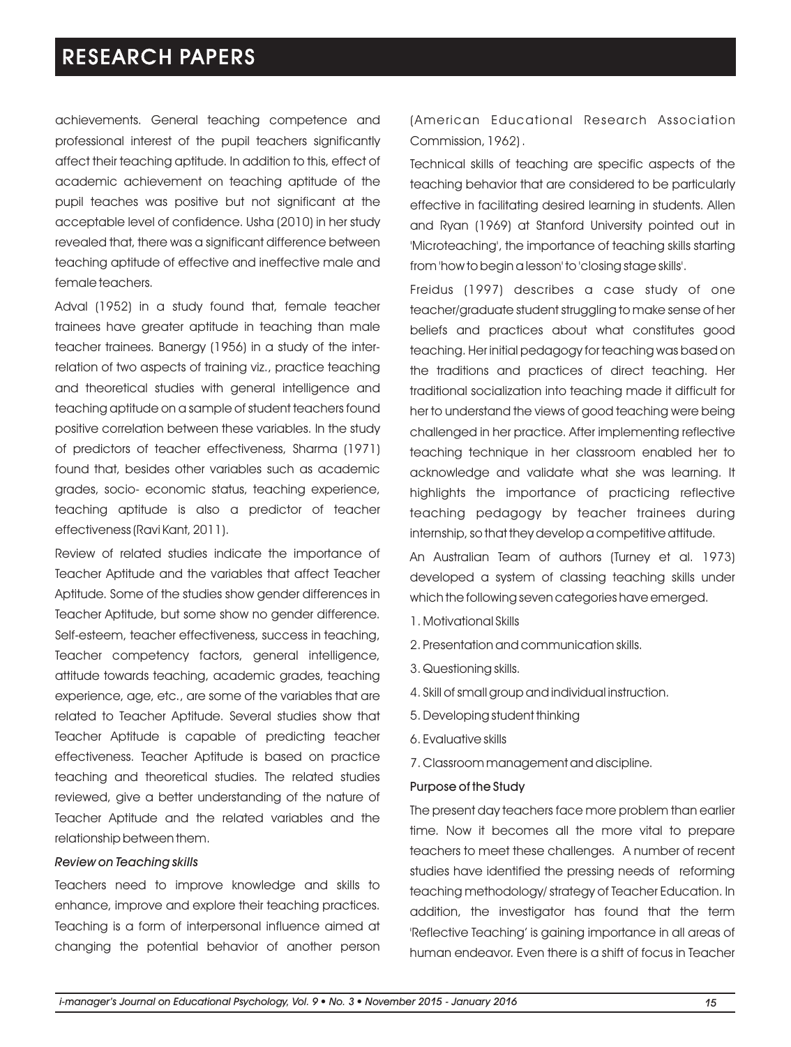achievements. General teaching competence and professional interest of the pupil teachers significantly affect their teaching aptitude. In addition to this, effect of academic achievement on teaching aptitude of the pupil teaches was positive but not significant at the acceptable level of confidence. Usha (2010) in her study revealed that, there was a significant difference between teaching aptitude of effective and ineffective male and female teachers.

Adval (1952) in a study found that, female teacher trainees have greater aptitude in teaching than male teacher trainees. Banergy (1956) in a study of the inter-relation of two aspects of training viz., practice teaching and theoretical studies with general intelligence and teaching aptitude on a sample of student teachers found positive correlation between these variables. In the study of predictors of teacher effectiveness, Sharma (1971) found that, besides other variables such as academic grades, socio- economic status, teaching experience, teaching aptitude is also a predictor of teacher effectiveness (Ravi Kant, 2011).

Review of related studies indicate the importance of Teacher Aptitude and the variables that affect Teacher Aptitude. Some of the studies show gender differences in Teacher Aptitude, but some show no gender difference. Self-esteem, teacher effectiveness, success in teaching, Teacher competency factors, general intelligence, attitude towards teaching, academic grades, teaching experience, age, etc., are some of the variables that are related to Teacher Aptitude. Several studies show that Teacher Aptitude is capable of predicting teacher effectiveness. Teacher Aptitude is based on practice teaching and theoretical studies. The related studies reviewed, give a better understanding of the nature of Teacher Aptitude and the related variables and the relationship between them.

*Review on Teaching skills*

Teachers need to improve knowledge and skills to enhance, improve and explore their teaching practices. Teaching is a form of interpersonal influence aimed at changing the potential behavior of another person (American Educational Research Association Commission, 1962).

Technical skills of teaching are specific aspects of the teaching behavior that are considered to be particularly effective in facilitating desired learning in students. Allen and Ryan (1969) at Stanford University pointed out in 'Microteaching', the importance of teaching skills starting from 'how to begin a lesson' to 'closing stage skills'.

Freidus (1997) describes a case study of one teacher/graduate student struggling to make sense of her beliefs and practices about what constitutes good teaching. Her initial pedagogy for teaching was based on the traditions and practices of direct teaching. Her traditional socialization into teaching made it difficult for her to understand the views of good teaching were being challenged in her practice. After implementing reflective teaching technique in her classroom enabled her to acknowledge and validate what she was learning. It highlights the importance of practicing reflective teaching pedagogy by teacher trainees during internship, so that they develop a competitive attitude.

An Australian Team of authors (Turney et al. 1973) developed a system of classing teaching skills under which the following seven categories have emerged.

1. Motivational Skills
2. Presentation and communication skills.
3. Questioning skills.
4. Skill of small group and individual instruction.
5. Developing student thinking
6. Evaluative skills
7. Classroom management and discipline.

**Purpose of the Study**

The present day teachers face more problem than earlier time. Now it becomes all the more vital to prepare teachers to meet these challenges. A number of recent studies have identified the pressing needs of reforming teaching methodology/ strategy of Teacher Education. In addition, the investigator has found that the term 'Reflective Teaching' is gaining importance in all areas of human endeavor. Even there is a shift of focus in Teacher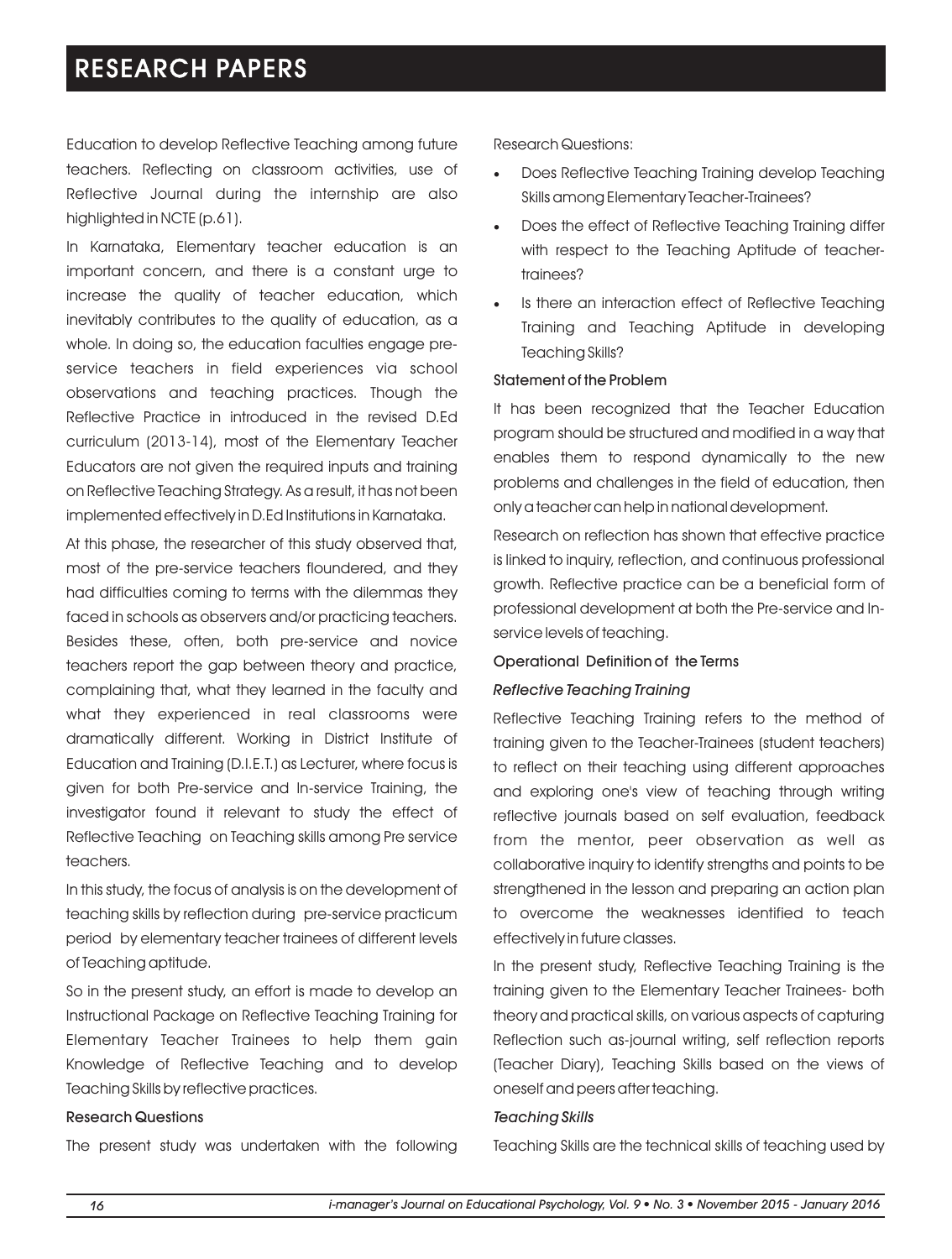Education to develop Reflective Teaching among future teachers. Reflecting on classroom activities, use of Reflective Journal during the internship are also highlighted in NCTE (p.61).

In Karnataka, Elementary teacher education is an important concern, and there is a constant urge to increase the quality of teacher education, which inevitably contributes to the quality of education, as a whole. In doing so, the education faculties engage pre-service teachers in field experiences via school observations and teaching practices. Though the Reflective Practice in introduced in the revised D.Ed curriculum (2013-14), most of the Elementary Teacher Educators are not given the required inputs and training on Reflective Teaching Strategy. As a result, it has not been implemented effectively in D.Ed Institutions in Karnataka.

At this phase, the researcher of this study observed that, most of the pre-service teachers floundered, and they had difficulties coming to terms with the dilemmas they faced in schools as observers and/or practicing teachers. Besides these, often, both pre-service and novice teachers report the gap between theory and practice, complaining that, what they learned in the faculty and what they experienced in real classrooms were dramatically different. Working in District Institute of Education and Training (D.I.E.T.) as Lecturer, where focus is given for both Pre-service and In-service Training, the investigator found it relevant to study the effect of Reflective Teaching on Teaching skills among Pre service teachers.

In this study, the focus of analysis is on the development of teaching skills by reflection during pre-service practicum period by elementary teacher trainees of different levels of Teaching aptitude.

So in the present study, an effort is made to develop an Instructional Package on Reflective Teaching Training for Elementary Teacher Trainees to help them gain Knowledge of Reflective Teaching and to develop Teaching Skills by reflective practices.

### Research Questions

The present study was undertaken with the following Research Questions:

- Does Reflective Teaching Training develop Teaching Skills among Elementary Teacher-Trainees?
- Does the effect of Reflective Teaching Training differ with respect to the Teaching Aptitude of teacher-trainees?
- Is there an interaction effect of Reflective Teaching Training and Teaching Aptitude in developing Teaching Skills?

### Statement of the Problem

It has been recognized that the Teacher Education program should be structured and modified in a way that enables them to respond dynamically to the new problems and challenges in the field of education, then only a teacher can help in national development.

Research on reflection has shown that effective practice is linked to inquiry, reflection, and continuous professional growth. Reflective practice can be a beneficial form of professional development at both the Pre-service and In-service levels of teaching.

### Operational Definition of the Terms

#### *Reflective Teaching Training*

Reflective Teaching Training refers to the method of training given to the Teacher-Trainees (student teachers) to reflect on their teaching using different approaches and exploring one's view of teaching through writing reflective journals based on self evaluation, feedback from the mentor, peer observation as well as collaborative inquiry to identify strengths and points to be strengthened in the lesson and preparing an action plan to overcome the weaknesses identified to teach effectively in future classes.

In the present study, Reflective Teaching Training is the training given to the Elementary Teacher Trainees- both theory and practical skills, on various aspects of capturing Reflection such as-journal writing, self reflection reports (Teacher Diary), Teaching Skills based on the views of oneself and peers after teaching.

#### *Teaching Skills*

Teaching Skills are the technical skills of teaching used by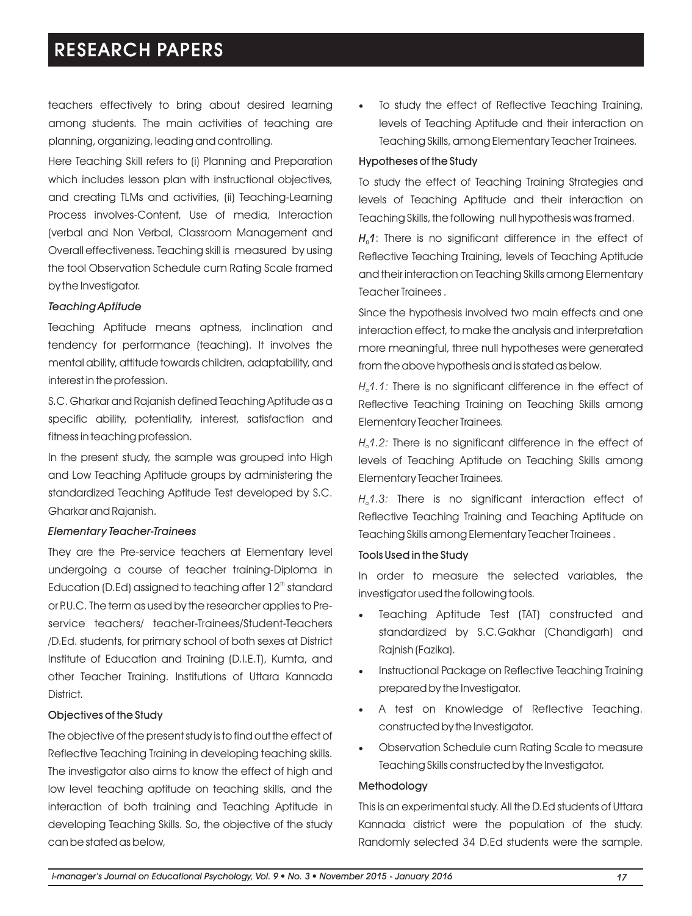teachers effectively to bring about desired learning among students. The main activities of teaching are planning, organizing, leading and controlling.

Here Teaching Skill refers to (i) Planning and Preparation which includes lesson plan with instructional objectives, and creating TLMs and activities, (ii) Teaching-Learning Process involves-Content, Use of media, Interaction (verbal and Non Verbal, Classroom Management and Overall effectiveness. Teaching skill is measured by using the tool Observation Schedule cum Rating Scale framed by the Investigator.

*Teaching Aptitude*

Teaching Aptitude means aptness, inclination and tendency for performance (teaching). It involves the mental ability, attitude towards children, adaptability, and interest in the profession.

S.C. Gharkar and Rajanish defined Teaching Aptitude as a specific ability, potentiality, interest, satisfaction and fitness in teaching profession.

In the present study, the sample was grouped into High and Low Teaching Aptitude groups by administering the standardized Teaching Aptitude Test developed by S.C. Gharkar and Rajanish.

*Elementary Teacher-Trainees*

They are the Pre-service teachers at Elementary level undergoing a course of teacher training-Diploma in Education (D.Ed) assigned to teaching after 12$^{th}$ standard or P.U.C. The term as used by the researcher applies to Pre-service teachers/ teacher-Trainees/Student-Teachers /D.Ed. students, for primary school of both sexes at District Institute of Education and Training (D.I.E.T), Kumta, and other Teacher Training. Institutions of Uttara Kannada District.

### Objectives of the Study

The objective of the present study is to find out the effect of Reflective Teaching Training in developing teaching skills. The investigator also aims to know the effect of high and low level teaching aptitude on teaching skills, and the interaction of both training and Teaching Aptitude in developing Teaching Skills. So, the objective of the study can be stated as below,

- To study the effect of Reflective Teaching Training, levels of Teaching Aptitude and their interaction on Teaching Skills, among Elementary Teacher Trainees.

### Hypotheses of the Study

To study the effect of Teaching Training Strategies and levels of Teaching Aptitude and their interaction on Teaching Skills, the following null hypothesis was framed.

***$H_o$1***: There is no significant difference in the effect of Reflective Teaching Training, levels of Teaching Aptitude and their interaction on Teaching Skills among Elementary Teacher Trainees .

Since the hypothesis involved two main effects and one interaction effect, to make the analysis and interpretation more meaningful, three null hypotheses were generated from the above hypothesis and is stated as below.

*$H_o$1.1:* There is no significant difference in the effect of Reflective Teaching Training on Teaching Skills among Elementary Teacher Trainees.

*$H_o$1.2:* There is no significant difference in the effect of levels of Teaching Aptitude on Teaching Skills among Elementary Teacher Trainees.

*$H_o$1.3:* There is no significant interaction effect of Reflective Teaching Training and Teaching Aptitude on Teaching Skills among Elementary Teacher Trainees .

### Tools Used in the Study

In order to measure the selected variables, the investigator used the following tools.

- Teaching Aptitude Test (TAT) constructed and standardized by S.C.Gakhar (Chandigarh) and Rajnish (Fazika).
- Instructional Package on Reflective Teaching Training prepared by the Investigator.
- A test on Knowledge of Reflective Teaching. constructed by the Investigator.
- Observation Schedule cum Rating Scale to measure Teaching Skills constructed by the Investigator.

### Methodology

This is an experimental study. All the D.Ed students of Uttara Kannada district were the population of the study. Randomly selected 34 D.Ed students were the sample.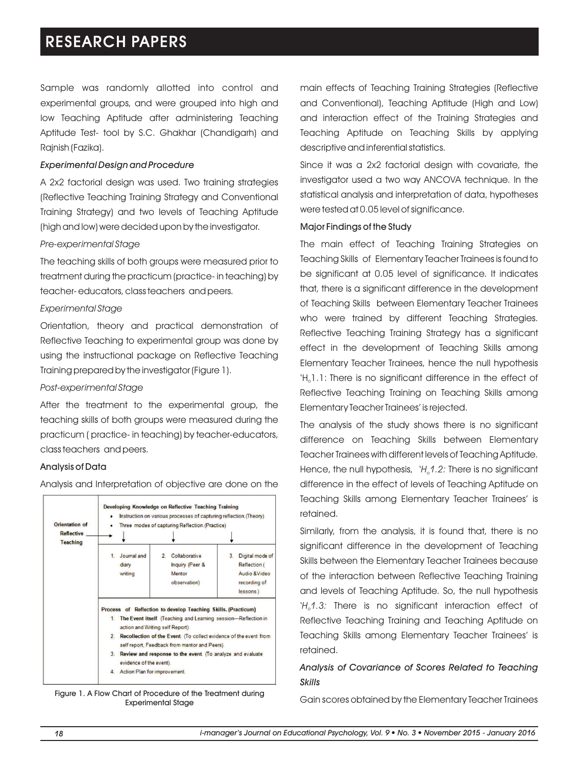Sample was randomly allotted into control and experimental groups, and were grouped into high and low Teaching Aptitude after administering Teaching Aptitude Test- tool by S.C. Ghakhar (Chandigarh) and Rajnish (Fazika).

### *Experimental Design and Procedure*

A 2x2 factorial design was used. Two training strategies (Reflective Teaching Training Strategy and Conventional Training Strategy) and two levels of Teaching Aptitude (high and low) were decided upon by the investigator.

*Pre-experimental Stage*

The teaching skills of both groups were measured prior to treatment during the practicum (practice- in teaching) by teacher- educators, class teachers and peers.

*Experimental Stage*

Orientation, theory and practical demonstration of Reflective Teaching to experimental group was done by using the instructional package on Reflective Teaching Training prepared by the investigator (Figure 1).

| Orientation of Reflective Teaching | **Developing Knowledge on Reflective Teaching Training**<br>• Instruction on various processes of capturing reflection.(Theory)<br>• Three modes of capturing Reflection.(Practice) | | |
|---|---|---|---|
| | 1. Journal and diary writing | 2. Collaborative Inquiry (Peer & Mentor observation) | 3. Digital mode of Reflection ( Audio &Video recording of lessons ) |
| | **Process of Reflection to develop Teaching Skills. (Practicum)**<br>1. **The Event itself.** (Teaching and Learning session—Reflection in action and Writing self Report).<br>2. **Recollection of the Event.** (To collect evidence of the event from self report, Feedback from mentor and Peers).<br>3. **Review and response to the event.** (To analyze and evaluate evidence of the event).<br>4. Action Plan for improvement. | | |

Figure 1. A Flow Chart of Procedure of the Treatment during Experimental Stage

*Post-experimental Stage*

After the treatment to the experimental group, the teaching skills of both groups were measured during the practicum ( practice- in teaching) by teacher-educators, class teachers and peers.

### Analysis of Data

Analysis and Interpretation of objective are done on the main effects of Teaching Training Strategies (Reflective and Conventional), Teaching Aptitude (High and Low) and interaction effect of the Training Strategies and Teaching Aptitude on Teaching Skills by applying descriptive and inferential statistics.

Since it was a 2x2 factorial design with covariate, the investigator used a two way ANCOVA technique. In the statistical analysis and interpretation of data, hypotheses were tested at 0.05 level of significance.

### Major Findings of the Study

The main effect of Teaching Training Strategies on Teaching Skills of Elementary Teacher Trainees is found to be significant at 0.05 level of significance. It indicates that, there is a significant difference in the development of Teaching Skills between Elementary Teacher Trainees who were trained by different Teaching Strategies. Reflective Teaching Training Strategy has a significant effect in the development of Teaching Skills among Elementary Teacher Trainees, hence the null hypothesis '$H_o$1.1: There is no significant difference in the effect of Reflective Teaching Training on Teaching Skills among Elementary Teacher Trainees' is rejected.

The analysis of the study shows there is no significant difference on Teaching Skills between Elementary Teacher Trainees with different levels of Teaching Aptitude. Hence, the null hypothesis, '*$H_o$1.2:* There is no significant difference in the effect of levels of Teaching Aptitude on Teaching Skills among Elementary Teacher Trainees' is retained.

Similarly, from the analysis, it is found that, there is no significant difference in the development of Teaching Skills between the Elementary Teacher Trainees because of the interaction between Reflective Teaching Training and levels of Teaching Aptitude. So, the null hypothesis '*$H_o$1.3:* There is no significant interaction effect of Reflective Teaching Training and Teaching Aptitude on Teaching Skills among Elementary Teacher Trainees' is retained.

### *Analysis of Covariance of Scores Related to Teaching Skills*

Gain scores obtained by the Elementary Teacher Trainees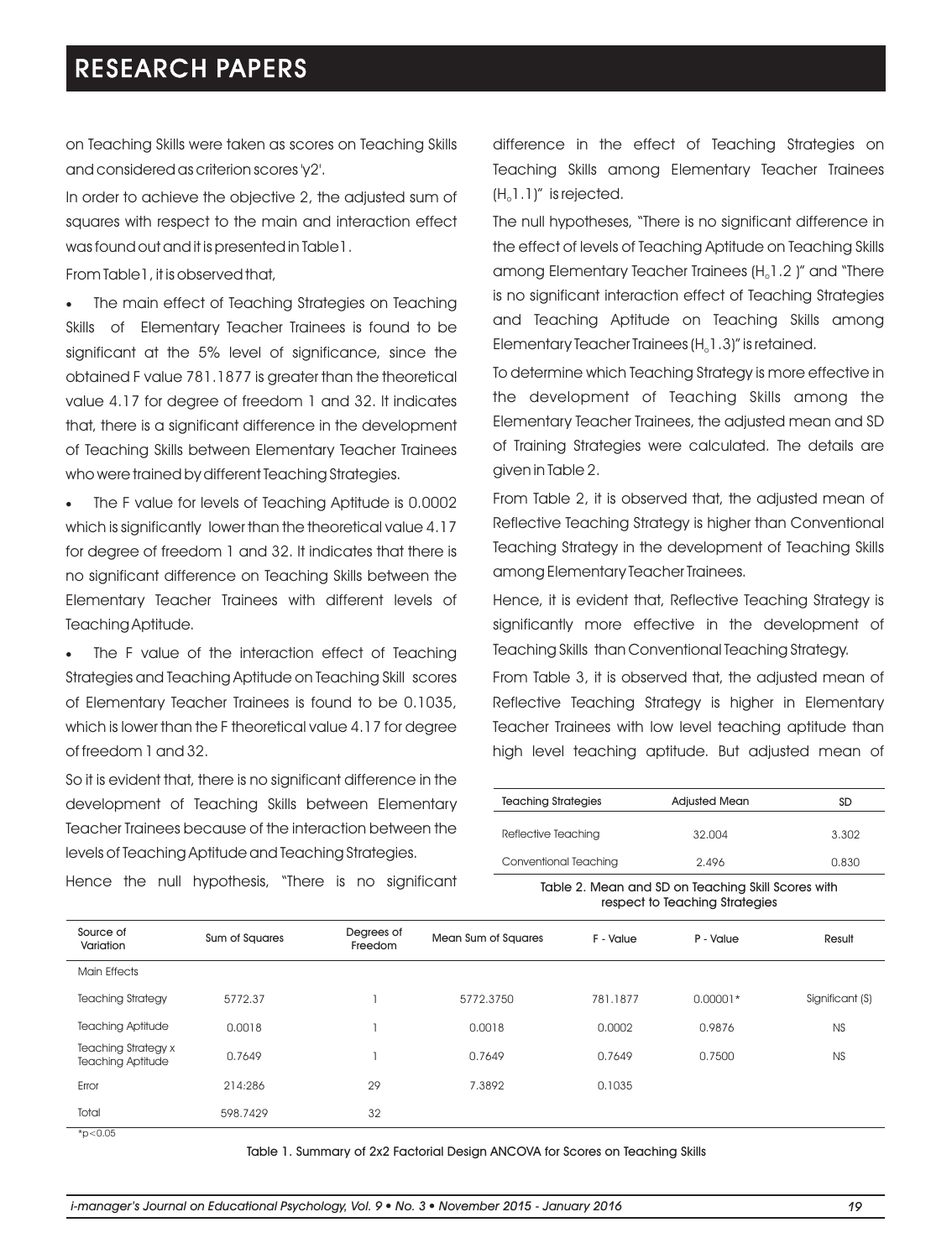on Teaching Skills were taken as scores on Teaching Skills and considered as criterion scores 'y2'.

In order to achieve the objective 2, the adjusted sum of squares with respect to the main and interaction effect was found out and it is presented in Table1.

From Table1, it is observed that,

- The main effect of Teaching Strategies on Teaching Skills of Elementary Teacher Trainees is found to be significant at the 5% level of significance, since the obtained F value 781.1877 is greater than the theoretical value 4.17 for degree of freedom 1 and 32. It indicates that, there is a significant difference in the development of Teaching Skills between Elementary Teacher Trainees who were trained by different Teaching Strategies.
- The F value for levels of Teaching Aptitude is 0.0002 which is significantly lower than the theoretical value 4.17 for degree of freedom 1 and 32. It indicates that there is no significant difference on Teaching Skills between the Elementary Teacher Trainees with different levels of Teaching Aptitude.
- The F value of the interaction effect of Teaching Strategies and Teaching Aptitude on Teaching Skill scores of Elementary Teacher Trainees is found to be 0.1035, which is lower than the F theoretical value 4.17 for degree of freedom 1 and 32.

So it is evident that, there is no significant difference in the development of Teaching Skills between Elementary Teacher Trainees because of the interaction between the levels of Teaching Aptitude and Teaching Strategies.

Hence the null hypothesis, "There is no significant difference in the effect of Teaching Strategies on Teaching Skills among Elementary Teacher Trainees ($H_o1.1$)" is rejected.

The null hypotheses, "There is no significant difference in the effect of levels of Teaching Aptitude on Teaching Skills among Elementary Teacher Trainees ($H_o1.2$)" and "There is no significant interaction effect of Teaching Strategies and Teaching Aptitude on Teaching Skills among Elementary Teacher Trainees ($H_o1.3$)" is retained.

To determine which Teaching Strategy is more effective in the development of Teaching Skills among the Elementary Teacher Trainees, the adjusted mean and SD of Training Strategies were calculated. The details are given in Table 2.

From Table 2, it is observed that, the adjusted mean of Reflective Teaching Strategy is higher than Conventional Teaching Strategy in the development of Teaching Skills among Elementary Teacher Trainees.

Hence, it is evident that, Reflective Teaching Strategy is significantly more effective in the development of Teaching Skills than Conventional Teaching Strategy.

From Table 3, it is observed that, the adjusted mean of Reflective Teaching Strategy is higher in Elementary Teacher Trainees with low level teaching aptitude than high level teaching aptitude. But adjusted mean of

| Teaching Strategies | Adjusted Mean | SD |
|---|---|---|
| Reflective Teaching | 32.004 | 3.302 |
| Conventional Teaching | 2.496 | 0.830 |

Table 2. Mean and SD on Teaching Skill Scores with respect to Teaching Strategies

| Source of Variation | Sum of Squares | Degrees of Freedom | Mean Sum of Squares | F - Value | P - Value | Result |
|---|---|---|---|---|---|---|
| Main Effects | | | | | | |
| Teaching Strategy | 5772.37 | 1 | 5772.3750 | 781.1877 | 0.00001* | Significant (S) |
| Teaching Aptitude | 0.0018 | 1 | 0.0018 | 0.0002 | 0.9876 | NS |
| Teaching Strategy x Teaching Aptitude | 0.7649 | 1 | 0.7649 | 0.7649 | 0.7500 | NS |
| Error | 214:286 | 29 | 7.3892 | 0.1035 | | |
| Total | 598.7429 | 32 | | | | |

*p<0.05

Table 1. Summary of 2x2 Factorial Design ANCOVA for Scores on Teaching Skills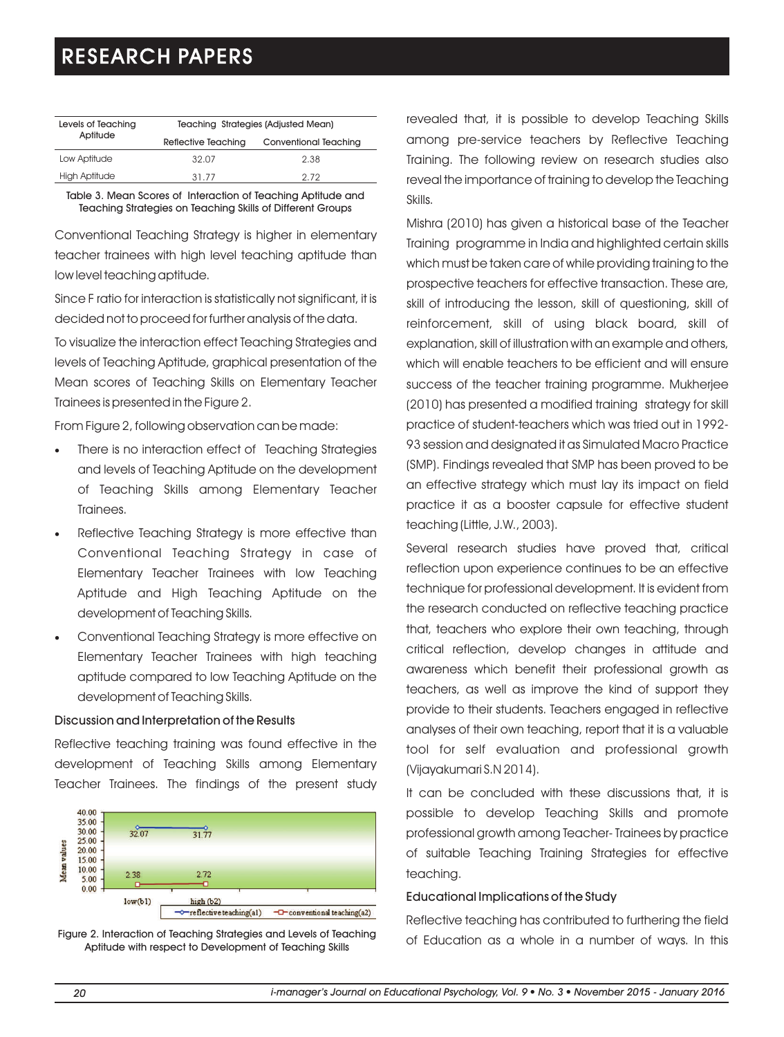| Levels of Teaching Aptitude | Teaching Strategies (Adjusted Mean) | |
|---|---|---|
| | Reflective Teaching | Conventional Teaching |
| Low Aptitude | 32.07 | 2.38 |
| High Aptitude | 31.77 | 2.72 |

Table 3. Mean Scores of Interaction of Teaching Aptitude and Teaching Strategies on Teaching Skills of Different Groups

Conventional Teaching Strategy is higher in elementary teacher trainees with high level teaching aptitude than low level teaching aptitude.

Since F ratio for interaction is statistically not significant, it is decided not to proceed for further analysis of the data.

To visualize the interaction effect Teaching Strategies and levels of Teaching Aptitude, graphical presentation of the Mean scores of Teaching Skills on Elementary Teacher Trainees is presented in the Figure 2.

From Figure 2, following observation can be made:

- There is no interaction effect of Teaching Strategies and levels of Teaching Aptitude on the development of Teaching Skills among Elementary Teacher Trainees.
- Reflective Teaching Strategy is more effective than Conventional Teaching Strategy in case of Elementary Teacher Trainees with low Teaching Aptitude and High Teaching Aptitude on the development of Teaching Skills.
- Conventional Teaching Strategy is more effective on Elementary Teacher Trainees with high teaching aptitude compared to low Teaching Aptitude on the development of Teaching Skills.

### Discussion and Interpretation of the Results

Reflective teaching training was found effective in the development of Teaching Skills among Elementary Teacher Trainees. The findings of the present study revealed that, it is possible to develop Teaching Skills among pre-service teachers by Reflective Teaching Training. The following review on research studies also reveal the importance of training to develop the Teaching Skills.

Figure 2. Interaction of Teaching Strategies and Levels of Teaching Aptitude with respect to Development of Teaching Skills

Mishra (2010) has given a historical base of the Teacher Training programme in India and highlighted certain skills which must be taken care of while providing training to the prospective teachers for effective transaction. These are, skill of introducing the lesson, skill of questioning, skill of reinforcement, skill of using black board, skill of explanation, skill of illustration with an example and others, which will enable teachers to be efficient and will ensure success of the teacher training programme. Mukherjee (2010) has presented a modified training strategy for skill practice of student-teachers which was tried out in 1992-93 session and designated it as Simulated Macro Practice (SMP). Findings revealed that SMP has been proved to be an effective strategy which must lay its impact on field practice it as a booster capsule for effective student teaching (Little, J.W., 2003).

Several research studies have proved that, critical reflection upon experience continues to be an effective technique for professional development. It is evident from the research conducted on reflective teaching practice that, teachers who explore their own teaching, through critical reflection, develop changes in attitude and awareness which benefit their professional growth as teachers, as well as improve the kind of support they provide to their students. Teachers engaged in reflective analyses of their own teaching, report that it is a valuable tool for self evaluation and professional growth (Vijayakumari S.N 2014).

It can be concluded with these discussions that, it is possible to develop Teaching Skills and promote professional growth among Teacher- Trainees by practice of suitable Teaching Training Strategies for effective teaching.

### Educational Implications of the Study

Reflective teaching has contributed to furthering the field of Education as a whole in a number of ways. In this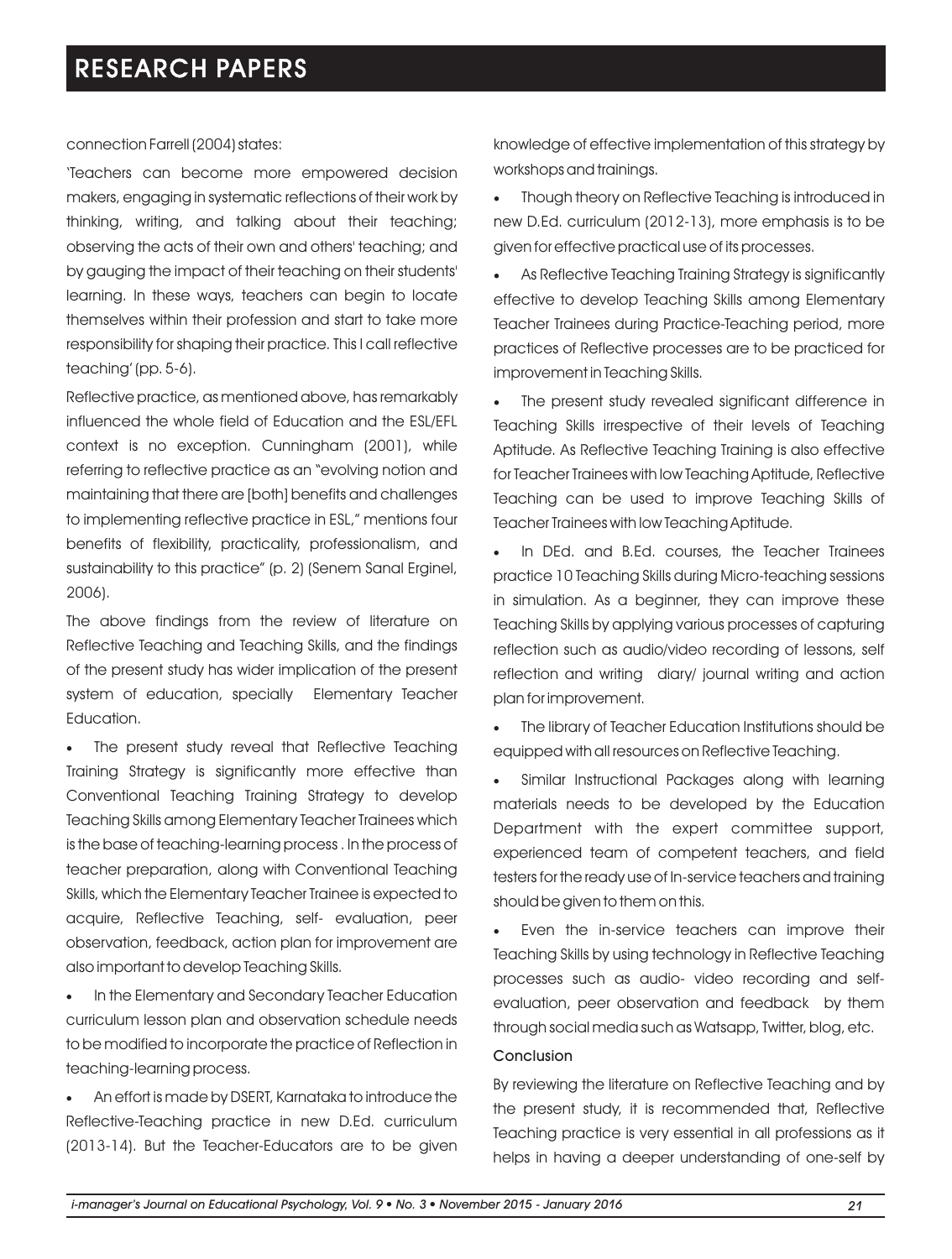connection Farrell (2004) states:

'Teachers can become more empowered decision makers, engaging in systematic reflections of their work by thinking, writing, and talking about their teaching; observing the acts of their own and others' teaching; and by gauging the impact of their teaching on their students' learning. In these ways, teachers can begin to locate themselves within their profession and start to take more responsibility for shaping their practice. This I call reflective teaching' (pp. 5-6).

Reflective practice, as mentioned above, has remarkably influenced the whole field of Education and the ESL/EFL context is no exception. Cunningham (2001), while referring to reflective practice as an "evolving notion and maintaining that there are [both] benefits and challenges to implementing reflective practice in ESL," mentions four benefits of flexibility, practicality, professionalism, and sustainability to this practice" (p. 2) (Senem Sanal Erginel, 2006).

The above findings from the review of literature on Reflective Teaching and Teaching Skills, and the findings of the present study has wider implication of the present system of education, specially Elementary Teacher Education.

- The present study reveal that Reflective Teaching Training Strategy is significantly more effective than Conventional Teaching Training Strategy to develop Teaching Skills among Elementary Teacher Trainees which is the base of teaching-learning process . In the process of teacher preparation, along with Conventional Teaching Skills, which the Elementary Teacher Trainee is expected to acquire, Reflective Teaching, self- evaluation, peer observation, feedback, action plan for improvement are also important to develop Teaching Skills.
- In the Elementary and Secondary Teacher Education curriculum lesson plan and observation schedule needs to be modified to incorporate the practice of Reflection in teaching-learning process.
- An effort is made by DSERT, Karnataka to introduce the Reflective-Teaching practice in new D.Ed. curriculum (2013-14). But the Teacher-Educators are to be given knowledge of effective implementation of this strategy by workshops and trainings.
- Though theory on Reflective Teaching is introduced in new D.Ed. curriculum (2012-13), more emphasis is to be given for effective practical use of its processes.
- As Reflective Teaching Training Strategy is significantly effective to develop Teaching Skills among Elementary Teacher Trainees during Practice-Teaching period, more practices of Reflective processes are to be practiced for improvement in Teaching Skills.
- The present study revealed significant difference in Teaching Skills irrespective of their levels of Teaching Aptitude. As Reflective Teaching Training is also effective for Teacher Trainees with low Teaching Aptitude, Reflective Teaching can be used to improve Teaching Skills of Teacher Trainees with low Teaching Aptitude.
- In DEd. and B.Ed. courses, the Teacher Trainees practice 10 Teaching Skills during Micro-teaching sessions in simulation. As a beginner, they can improve these Teaching Skills by applying various processes of capturing reflection such as audio/video recording of lessons, self reflection and writing diary/ journal writing and action plan for improvement.
- The library of Teacher Education Institutions should be equipped with all resources on Reflective Teaching.
- Similar Instructional Packages along with learning materials needs to be developed by the Education Department with the expert committee support, experienced team of competent teachers, and field testers for the ready use of In-service teachers and training should be given to them on this.
- Even the in-service teachers can improve their Teaching Skills by using technology in Reflective Teaching processes such as audio- video recording and self-evaluation, peer observation and feedback by them through social media such as Watsapp, Twitter, blog, etc.

## Conclusion

By reviewing the literature on Reflective Teaching and by the present study, it is recommended that, Reflective Teaching practice is very essential in all professions as it helps in having a deeper understanding of one-self by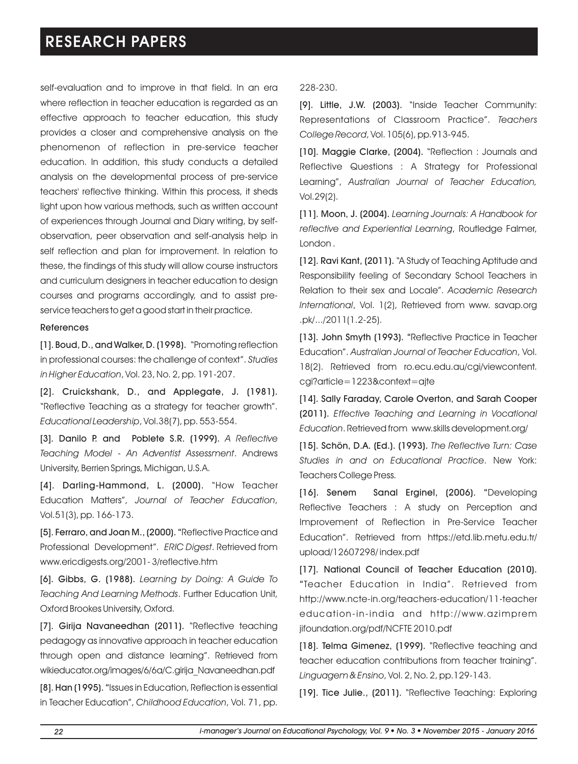self-evaluation and to improve in that field. In an era where reflection in teacher education is regarded as an effective approach to teacher education, this study provides a closer and comprehensive analysis on the phenomenon of reflection in pre-service teacher education. In addition, this study conducts a detailed analysis on the developmental process of pre-service teachers' reflective thinking. Within this process, it sheds light upon how various methods, such as written account of experiences through Journal and Diary writing, by self-observation, peer observation and self-analysis help in self reflection and plan for improvement. In relation to these, the findings of this study will allow course instructors and curriculum designers in teacher education to design courses and programs accordingly, and to assist pre-service teachers to get a good start in their practice.

## References

[1]. **Boud, D., and Walker, D. (1998).** "Promoting reflection in professional courses: the challenge of context". *Studies in Higher Education*, Vol. 23, No. 2, pp. 191-207.

[2]. **Cruickshank, D., and Applegate, J. (1981).** "Reflective Teaching as a strategy for teacher growth". *Educational Leadership*, Vol.38(7), pp. 553-554.

[3]. **Danilo P. and Poblete S.R. (1999).** *A Reflective Teaching Model - An Adventist Assessment*. Andrews University, Berrien Springs, Michigan, U.S.A.

[4]. **Darling-Hammond, L. (2000).** "How Teacher Education Matters", *Journal of Teacher Education*, Vol.51(3), pp. 166-173.

[5]. **Ferraro, and Joan M., (2000).** "Reflective Practice and Professional Development". *ERIC Digest*. Retrieved from www.ericdigests.org/2001- 3/reflective.htm

[6]. **Gibbs, G. (1988).** *Learning by Doing: A Guide To Teaching And Learning Methods*. Further Education Unit, Oxford Brookes University, Oxford.

[7]. **Girija Navaneedhan (2011).** "Reflective teaching pedagogy as innovative approach in teacher education through open and distance learning". Retrieved from wikieducator.org/images/6/6a/C.girija_Navaneedhan.pdf

[8]. **Han (1995).** "Issues in Education, Reflection is essential in Teacher Education", *Childhood Education*, Vol. 71, pp. 228-230.

[9]. **Little, J.W. (2003).** "Inside Teacher Community: Representations of Classroom Practice". *Teachers College Record*, Vol. 105(6), pp.913-945.

[10]. **Maggie Clarke, (2004).** "Reflection : Journals and Reflective Questions : A Strategy for Professional Learning", *Australian Journal of Teacher Education,* Vol.29(2).

[11]. **Moon, J. (2004).** *Learning Journals: A Handbook for reflective and Experiential Learning*, Routledge Falmer, London .

[12]. **Ravi Kant, (2011).** "A Study of Teaching Aptitude and Responsibility feeling of Secondary School Teachers in Relation to their sex and Locale". *Academic Research International*, Vol. 1(2), Retrieved from www. savap.org .pk/…/2011(1.2-25).

[13]. **John Smyth (1993).** "Reflective Practice in Teacher Education". *Australian Journal of Teacher Education*, Vol. 18(2). Retrieved from ro.ecu.edu.au/cgi/viewcontent. cgi?article=1223&context=ajte

[14]. **Sally Faraday, Carole Overton, and Sarah Cooper (2011).** *Effective Teaching and Learning in Vocational Education*. Retrieved from www.skills development.org/

[15]. **Schön, D.A. (Ed.). (1993).** *The Reflective Turn: Case Studies in and on Educational Practice*. New York: Teachers College Press.

[16]. **Senem Sanal Erginel, (2006).** "Developing Reflective Teachers : A study on Perception and Improvement of Reflection in Pre-Service Teacher Education". Retrieved from https://etd.lib.metu.edu.tr/ upload/12607298/ index.pdf

[17]. **National Council of Teacher Education (2010).** "Teacher Education in India". Retrieved from http://www.ncte-in.org/teachers-education/11-teacher education-in-india and http://www.azimprem jifoundation.org/pdf/NCFTE 2010.pdf

[18]. **Telma Gimenez, (1999).** "Reflective teaching and teacher education contributions from teacher training". *Linguagem & Ensino*, Vol. 2, No. 2, pp.129-143.

[19]. **Tice Julie., (2011).** "Reflective Teaching: Exploring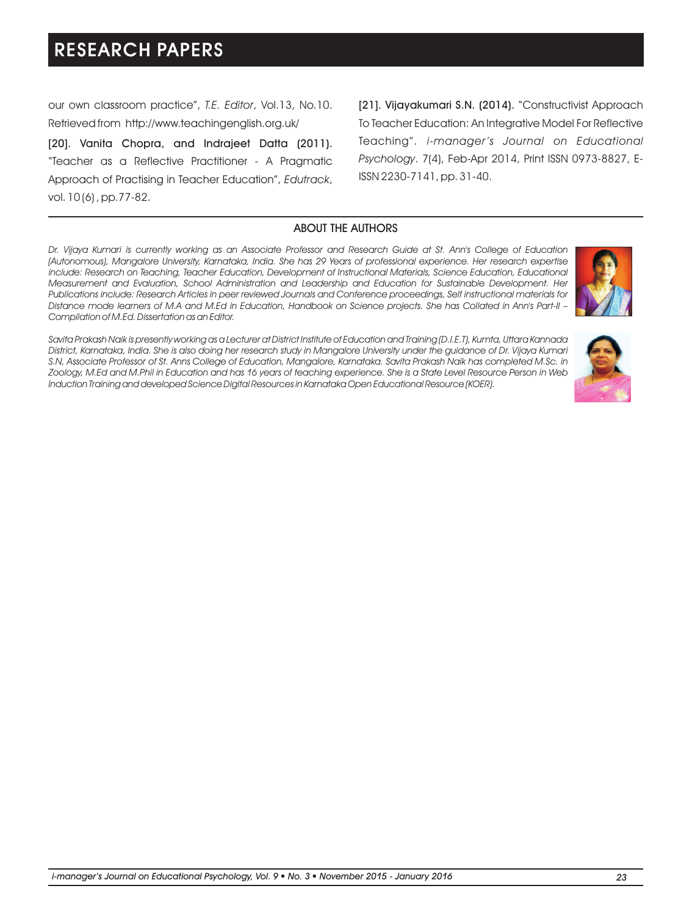our own classroom practice", *T.E. Editor*, Vol.13, No.10. Retrieved from http://www.teachingenglish.org.uk/

**[20]. Vanita Chopra, and Indrajeet Datta (2011).** "Teacher as a Reflective Practitioner - A Pragmatic Approach of Practising in Teacher Education", *Edutrack*, vol. 10(6), pp.77-82.

**[21]. Vijayakumari S.N. (2014).** "Constructivist Approach To Teacher Education: An Integrative Model For Reflective Teaching". *i-manager's Journal on Educational Psychology*. 7(4), Feb-Apr 2014, Print ISSN 0973-8827, E-ISSN 2230-7141, pp. 31-40.

## ABOUT THE AUTHORS

*Dr. Vijaya Kumari is currently working as an Associate Professor and Research Guide at St. Ann's College of Education (Autonomous), Mangalore University, Karnataka, India. She has 29 Years of professional experience. Her research expertise include: Research on Teaching, Teacher Education, Development of Instructional Materials, Science Education, Educational Measurement and Evaluation, School Administration and Leadership and Education for Sustainable Development. Her Publications include: Research Articles in peer reviewed Journals and Conference proceedings, Self instructional materials for Distance mode learners of M.A and M.Ed in Education, Handbook on Science projects. She has Collated in Ann's Part-II – Compilation of M.Ed. Dissertation as an Editor.*

*Savita Prakash Naik is presently working as a Lecturer at District Institute of Education and Training (D.I.E.T), Kumta, Uttara Kannada District, Karnataka, India. She is also doing her research study in Mangalore University under the guidance of Dr. Vijaya Kumari S.N, Associate Professor of St. Anns College of Education, Mangalore, Karnataka. Savita Prakash Naik has completed M.Sc. in Zoology, M.Ed and M.Phil in Education and has 16 years of teaching experience. She is a State Level Resource Person in Web Induction Training and developed Science Digital Resources in Karnataka Open Educational Resource (KOER).*